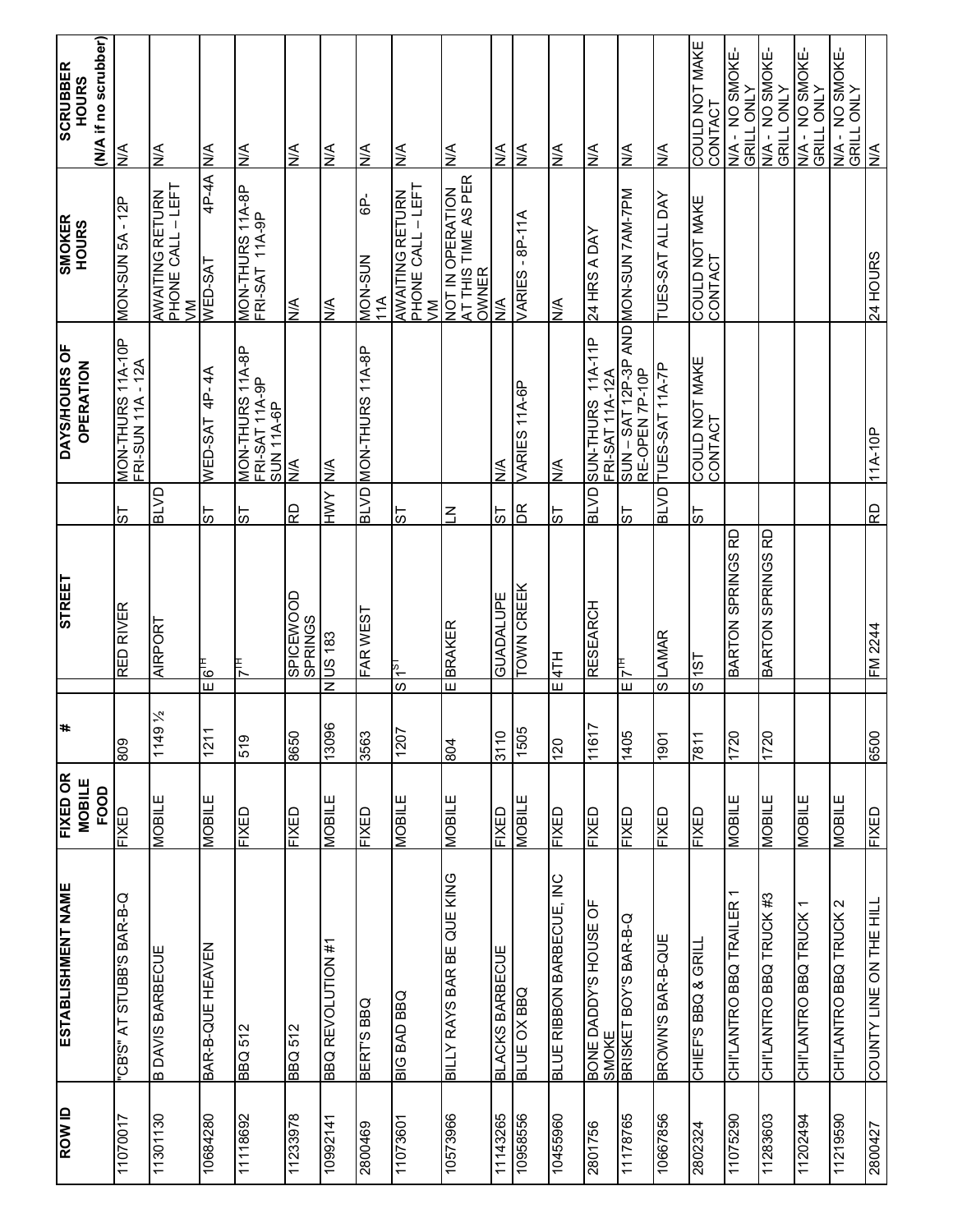| ROW ID | ESTABLISHMENT NAME | FIXED OR MOBILE FOOD | # | | STREET | | DAYS/HOURS OF OPERATION | SMOKER HOURS | SCRUBBER HOURS (N/A if no scrubber) |
|---|---|---|---|---|---|---|---|---|---|
| 11070017 | "CB'S" AT STUBB'S BAR-B-Q | FIXED | 809 | | RED RIVER | ST | MON-THURS 11A-10P FRI-SUN 11A - 12A | MON-SUN 5A - 12P | N/A |
| 11301130 | B DAVIS BARBECUE | MOBILE | 1149 ½ | | AIRPORT | BLVD | | AWAITING RETURN PHONE CALL – LEFT VM | N/A |
| 10684280 | BAR-B-QUE HEAVEN | MOBILE | 1211 | E | 6TH | ST | WED-SAT 4P- 4A | WED-SAT 4P-4A | N/A |
| 11118692 | BBQ 512 | FIXED | 519 | | 7TH | ST | MON-THURS 11A-8P FRI-SAT 11A-9P SUN 11A-6P | MON-THURS 11A-8P FRI-SAT 11A-9P | N/A |
| 11233978 | BBQ 512 | FIXED | 8650 | | SPICEWOOD SPRINGS | RD | N/A | N/A | N/A |
| 10992141 | BBQ REVOLUTION #1 | MOBILE | 13096 | N | US 183 | HWY | N/A | N/A | N/A |
| 2800469 | BERT'S BBQ | FIXED | 3563 | | FAR WEST | BLVD | MON-THURS 11A-8P | MON-SUN 6P-11A | N/A |
| 11073601 | BIG BAD BBQ | MOBILE | 1207 | S | 1ST | ST | | AWAITING RETURN PHONE CALL – LEFT VM | N/A |
| 10573966 | BILLY RAYS BAR BE QUE KING | MOBILE | 804 | E | BRAKER | LN | | NOT IN OPERATION AT THIS TIME AS PER OWNER | N/A |
| 11143265 | BLACKS BARBECUE | FIXED | 3110 | | GUADALUPE | ST | N/A | N/A | N/A |
| 10958556 | BLUE OX BBQ | MOBILE | 1505 | | TOWN CREEK | DR | VARIES 11A-6P | VARIES - 8P-11A | N/A |
| 10455960 | BLUE RIBBON BARBECUE, INC | FIXED | 120 | E | 4TH | ST | N/A | N/A | N/A |
| 2801756 | BONE DADDY'S HOUSE OF SMOKE | FIXED | 11617 | | RESEARCH | BLVD | SUN-THURS 11A-11P FRI-SAT 11A-12A | 24 HRS A DAY | N/A |
| 11178765 | BRISKET BOY'S BAR-B-Q | FIXED | 1405 | E | 7TH | ST | SUN – SAT 12P-3P AND RE-OPEN 7P-10P | MON-SUN 7AM-7PM | N/A |
| 10667856 | BROWN'S BAR-B-QUE | FIXED | 1901 | S | LAMAR | BLVD | TUES-SAT 11A-7P | TUES-SAT ALL DAY | N/A |
| 2802324 | CHIEF'S BBQ & GRILL | FIXED | 7811 | S | 1ST | ST | COULD NOT MAKE CONTACT | COULD NOT MAKE CONTACT | COULD NOT MAKE CONTACT |
| 11075290 | CHI'LANTRO BBQ TRAILER 1 | MOBILE | 1720 | | BARTON SPRINGS RD | | | | N/A - NO SMOKE-GRILL ONLY |
| 11283603 | CHI'LANTRO BBQ TRUCK #3 | MOBILE | 1720 | | BARTON SPRINGS RD | | | | N/A - NO SMOKE-GRILL ONLY |
| 11202494 | CHI'LANTRO BBQ TRUCK 1 | MOBILE | | | | | | | N/A - NO SMOKE-GRILL ONLY |
| 11219590 | CHI'LANTRO BBQ TRUCK 2 | MOBILE | | | | | | | N/A - NO SMOKE-GRILL ONLY |
| 2800427 | COUNTY LINE ON THE HILL | FIXED | 6500 | | FM 2244 | RD | 11A-10P | 24 HOURS | N/A |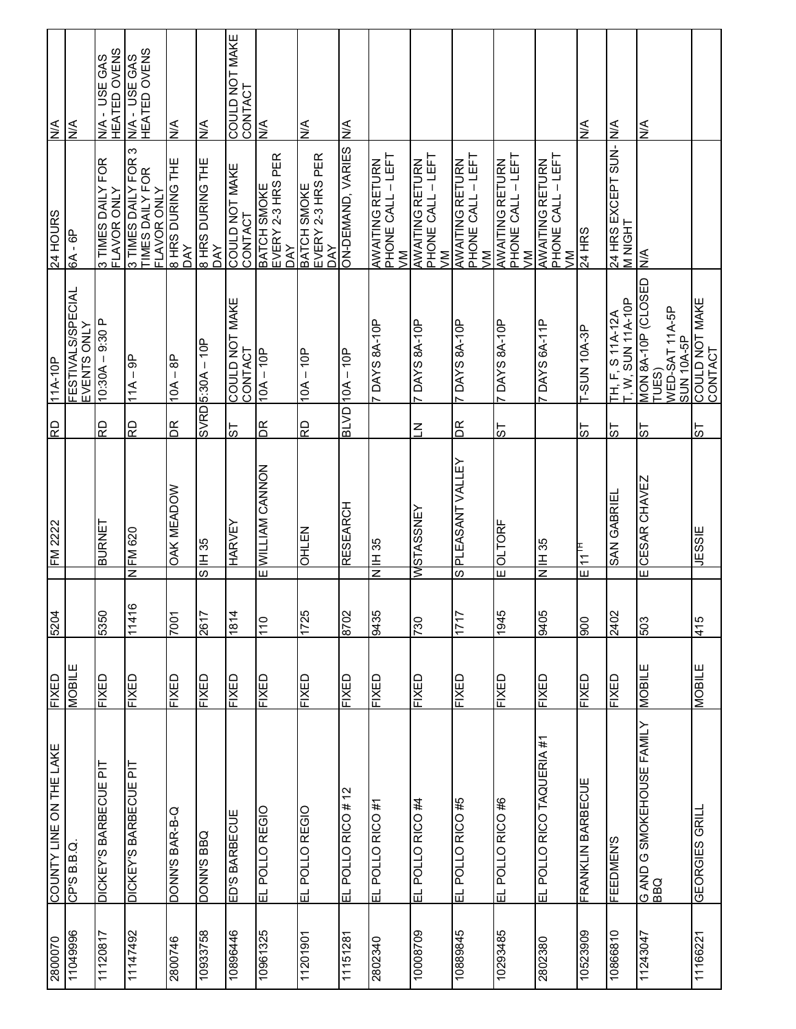| | | | | | | | | | | |
|---|---|---|---|---|---|---|---|---|---|---|
| 2800070 | COUNTY LINE ON THE LAKE | FIXED | 5204 | | FM 2222 | RD | 11A-10P | 24 HOURS | N/A |
| 11049996 | CP'S B.B.Q. | MOBILE | | | | | FESTIVALS/SPECIAL EVENTS ONLY | 6A - 6P | N/A |
| 11120817 | DICKEY'S BARBECUE PIT | FIXED | 5350 | | BURNET | RD | 10:30A – 9:30 P | 3 TIMES DAILY FOR FLAVOR ONLY | N/A - USE GAS HEATED OVENS |
| 11147492 | DICKEY'S BARBECUE PIT | FIXED | 11416 | N | FM 620 | RD | 11A – 9P | 3 TIMES DAILY FOR 3 TIMES DAILY FOR FLAVOR ONLY | N/A - USE GAS HEATED OVENS |
| 2800746 | DONN'S BAR-B-Q | FIXED | 7001 | | OAK MEADOW | DR | 10A – 8P | 8 HRS DURING THE DAY | N/A |
| 10933758 | DONN'S BBQ | FIXED | 2617 | S | IH 35 | SVRD | 5:30A – 10P | 8 HRS DURING THE DAY | N/A |
| 10896446 | ED'S BARBECUE | FIXED | 1814 | | HARVEY | ST | COULD NOT MAKE CONTACT | COULD NOT MAKE CONTACT | COULD NOT MAKE CONTACT |
| 10961325 | EL POLLO REGIO | FIXED | 110 | E | WILLIAM CANNON | DR | 10A – 10P | BATCH SMOKE EVERY 2-3 HRS PER DAY | N/A |
| 11201901 | EL POLLO REGIO | FIXED | 1725 | | OHLEN | RD | 10A – 10P | BATCH SMOKE EVERY 2-3 HRS PER DAY | N/A |
| 11151281 | EL POLLO RICO # 12 | FIXED | 8702 | | RESEARCH | BLVD | 10A – 10P | ON-DEMAND, VARIES | N/A |
| 2802340 | EL POLLO RICO #1 | FIXED | 9435 | N | IH 35 | | 7 DAYS 8A-10P | AWAITING RETURN PHONE CALL – LEFT VM | |
| 10008709 | EL POLLO RICO #4 | FIXED | 730 | W | STASSNEY | LN | 7 DAYS 8A-10P | AWAITING RETURN PHONE CALL – LEFT VM | |
| 10889845 | EL POLLO RICO #5 | FIXED | 1717 | S | PLEASANT VALLEY | DR | 7 DAYS 8A-10P | AWAITING RETURN PHONE CALL – LEFT VM | |
| 10293485 | EL POLLO RICO #6 | FIXED | 1945 | E | OLTORF | ST | 7 DAYS 8A-10P | AWAITING RETURN PHONE CALL – LEFT VM | |
| 2802380 | EL POLLO RICO TAQUERIA #1 | FIXED | 9405 | N | IH 35 | | 7 DAYS 6A-11P | AWAITING RETURN PHONE CALL – LEFT VM | |
| 10523909 | FRANKLIN BARBECUE | FIXED | 900 | E | 11TH | ST | T-SUN 10A-3P | 24 HRS | N/A |
| 10866810 | FEEDMEN'S | FIXED | 2402 | | SAN GABRIEL | ST | TH, F, S 11A-12A T, W, SUN 11A-10P | 24 HRS EXCEPT SUN-M NIGHT | N/A |
| 11243047 | G AND G SMOKEHOUSE FAMILY BBQ | MOBILE | 503 | E | CESAR CHAVEZ | ST | MON 8A-10P (CLOSED TUES) WED-SAT 11A-5P SUN 10A-5P | N/A | N/A |
| 11166221 | GEORGIES GRILL | MOBILE | 415 | | JESSIE | ST | COULD NOT MAKE CONTACT | | |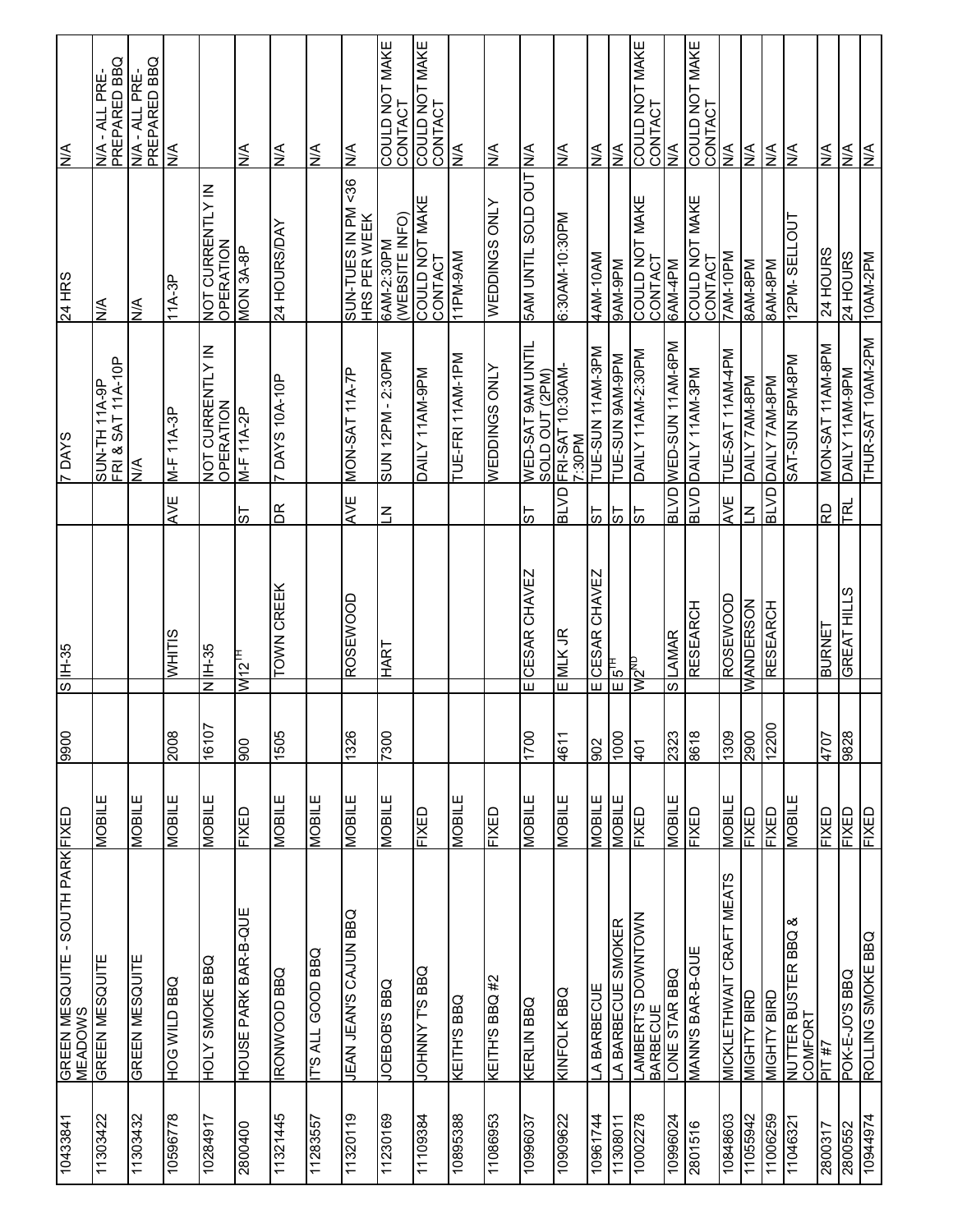| | | | | | | | | | | |
|---|---|---|---|---|---|---|---|---|---|---|
| 10433841 | GREEN MESQUITE - SOUTH PARK MEADOWS | FIXED | 9900 | S | IH-35 | | 7 DAYS | 24 HRS | N/A |
| 11303422 | GREEN MESQUITE | MOBILE | | | | | SUN-TH 11A-9P FRI & SAT 11A-10P | N/A | N/A - ALL PRE-PREPARED BBQ |
| 11303432 | GREEN MESQUITE | MOBILE | | | | | N/A | N/A | N/A - ALL PRE-PREPARED BBQ |
| 10596778 | HOG WILD BBQ | MOBILE | 2008 | | WHITIS | AVE | M-F 11A-3P | 11A-3P | N/A |
| 10284917 | HOLY SMOKE BBQ | MOBILE | 16107 | N | IH-35 | | NOT CURRENTLY IN OPERATION | NOT CURRENTLY IN OPERATION | |
| 2800400 | HOUSE PARK BAR-B-QUE | FIXED | 900 | | W12TH | ST | M-F 11A-2P | MON 3A-8P | N/A |
| 11321445 | IRONWOOD BBQ | MOBILE | 1505 | | TOWN CREEK | DR | 7 DAYS 10A-10P | 24 HOURS/DAY | N/A |
| 11283557 | IT'S ALL GOOD BBQ | MOBILE | | | | | | | N/A |
| 11320119 | JEAN JEAN'S CAJUN BBQ | MOBILE | 1326 | | ROSEWOOD | AVE | MON-SAT 11A-7P | SUN-TUES IN PM <36 HRS PER WEEK | N/A |
| 11230169 | JOEBOB'S BBQ | MOBILE | 7300 | | HART | LN | SUN 12PM - 2:30PM | 6AM-2:30PM (WEBSITE INFO) | COULD NOT MAKE CONTACT |
| 11109384 | JOHNNY T'S BBQ | FIXED | | | | | DAILY 11AM-9PM | COULD NOT MAKE CONTACT | COULD NOT MAKE CONTACT |
| 10895388 | KEITH'S BBQ | MOBILE | | | | | TUE-FRI 11AM-1PM | 11PM-9AM | N/A |
| 11086953 | KEITH'S BBQ #2 | FIXED | | | | | WEDDINGS ONLY | WEDDINGS ONLY | N/A |
| 10996037 | KERLIN BBQ | MOBILE | 1700 | E | CESAR CHAVEZ | ST | WED-SAT 9AM UNTIL SOLD OUT (2PM) | 5AM UNTIL SOLD OUT | N/A |
| 10909622 | KINFOLK BBQ | MOBILE | 4611 | E | MLK JR | BLVD | FRI-SAT 10:30AM-7:30PM | 6:30AM-10:30PM | N/A |
| 10961744 | LA BARBECUE | MOBILE | 902 | E | CESAR CHAVEZ | ST | TUE-SUN 11AM-3PM | 4AM-10AM | N/A |
| 11308011 | LA BARBECUE SMOKER | MOBILE | 1000 | E | 5TH | ST | TUE-SUN 9AM-9PM | 9AM-9PM | N/A |
| 10002278 | LAMBERT'S DOWNTOWN BARBECUE | FIXED | 401 | | W2ND | ST | DAILY 11AM-2:30PM | COULD NOT MAKE CONTACT | COULD NOT MAKE CONTACT |
| 10996024 | LONE STAR BBQ | MOBILE | 2323 | S | LAMAR | BLVD | WED-SUN 11AM-6PM | 6AM-4PM | N/A |
| 2801516 | MANN'S BAR-B-QUE | FIXED | 8618 | | RESEARCH | BLVD | DAILY 11AM-3PM | COULD NOT MAKE CONTACT | COULD NOT MAKE CONTACT |
| 10848603 | MICKLETHWAIT CRAFT MEATS | MOBILE | 1309 | | ROSEWOOD | AVE | TUE-SAT 11AM-4PM | 7AM-10PM | N/A |
| 11055942 | MIGHTY BIRD | FIXED | 2900 | W | ANDERSON | LN | DAILY 7AM-8PM | 8AM-8PM | N/A |
| 11006259 | MIGHTY BIRD | FIXED | 12200 | | RESEARCH | BLVD | DAILY 7AM-8PM | 8AM-8PM | N/A |
| 11046321 | NUTTER BUSTER BBQ & COMFORT | MOBILE | | | | | SAT-SUN 5PM-8PM | 12PM- SELLOUT | N/A |
| 2800317 | PIT #7 | FIXED | 4707 | | BURNET | RD | MON-SAT 11AM-8PM | 24 HOURS | N/A |
| 2800552 | POK-E-JO'S BBQ | FIXED | 9828 | | GREAT HILLS | TRL | DAILY 11AM-9PM | 24 HOURS | N/A |
| 10944974 | ROLLING SMOKE BBQ | FIXED | | | | | THUR-SAT 10AM-2PM | 10AM-2PM | N/A |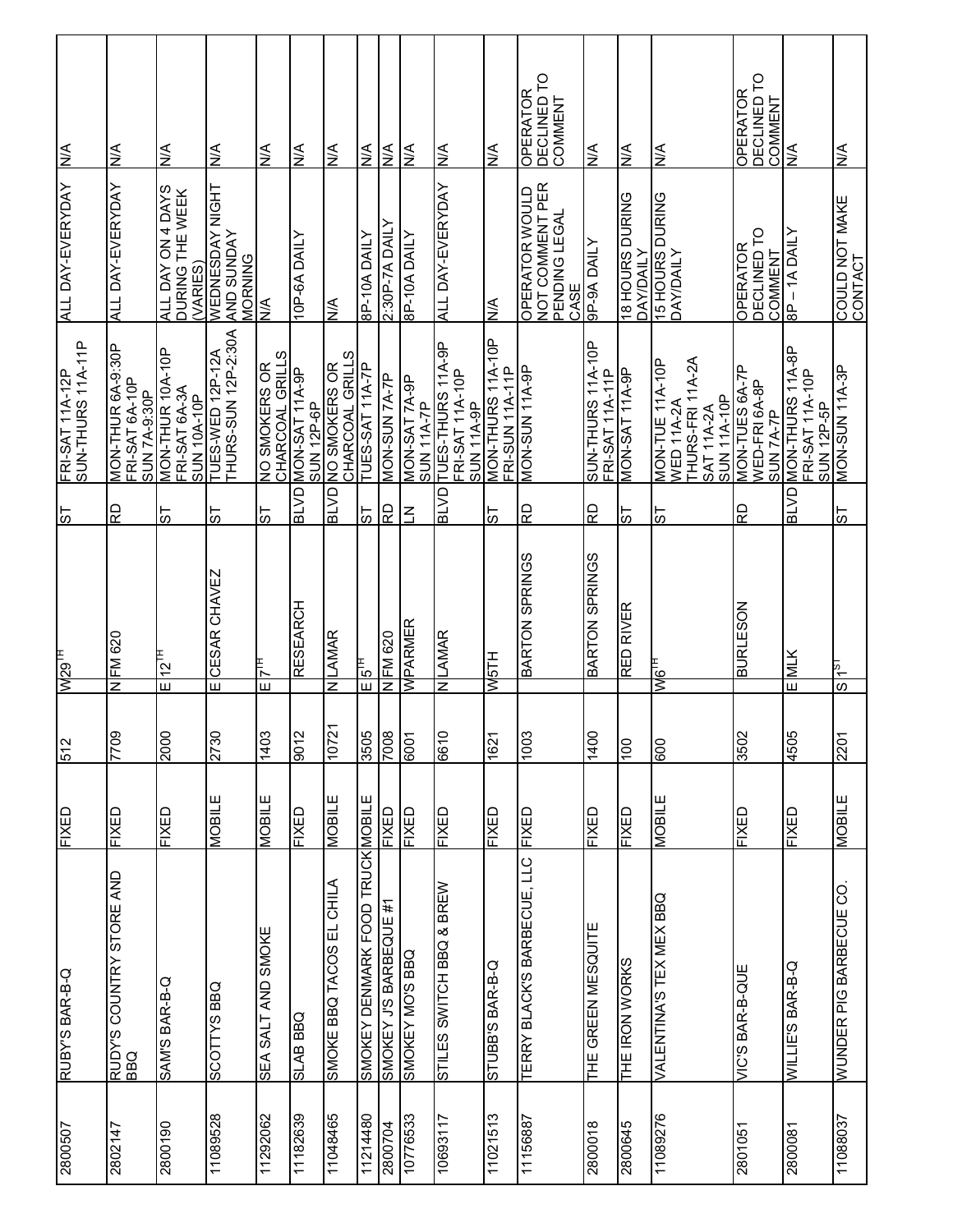| | | | | | | | | | |
|---|---|---|---|---|---|---|---|---|---|
| 2800507 | RUBY'S BAR-B-Q | FIXED | 512 | W29TH | ST | FRI-SAT 11A-12P SUN-THURS 11A-11P | ALL DAY-EVERYDAY | N/A | |
| 2802147 | RUDY'S COUNTRY STORE AND BBQ | FIXED | 7709 | N FM 620 | RD | MON-THUR 6A-9:30P FRI-SAT 6A-10P SUN 7A-9:30P | ALL DAY-EVERYDAY | N/A | |
| 2800190 | SAM'S BAR-B-Q | FIXED | 2000 | E 12TH | ST | MON-THUR 10A-10P FRI-SAT 6A-3A SUN 10A-10P | ALL DAY ON 4 DAYS DURING THE WEEK (VARIES) | N/A | |
| 11089528 | SCOTTYS BBQ | MOBILE | 2730 | E CESAR CHAVEZ | ST | TUES-WED 12P-12A THURS-SUN 12P-2:30A | WEDNESDAY NIGHT AND SUNDAY MORNING | N/A | |
| 11292062 | SEA SALT AND SMOKE | MOBILE | 1403 | E 7TH | ST | NO SMOKERS OR CHARCOAL GRILLS | N/A | N/A | |
| 11182639 | SLAB BBQ | FIXED | 9012 | RESEARCH | BLVD | MON-SAT 11A-9P SUN 12P-6P | 10P-6A DAILY | N/A | |
| 11048465 | SMOKE BBQ TACOS EL CHILA | MOBILE | 10721 | N LAMAR | BLVD | NO SMOKERS OR CHARCOAL GRILLS | N/A | N/A | |
| 11214480 | SMOKEY DENMARK FOOD TRUCK | MOBILE | 3505 | E 5TH | ST | TUES-SAT 11A-7P | 8P-10A DAILY | N/A | |
| 2800704 | SMOKEY J'S BARBEQUE #1 | FIXED | 7008 | N FM 620 | RD | MON-SUN 7A-7P | 2:30P-7A DAILY | N/A | |
| 10776533 | SMOKEY MO'S BBQ | FIXED | 6001 | WPARMER | LN | MON-SAT 7A-9P SUN 11A-7P | 8P-10A DAILY | N/A | |
| 10693117 | STILES SWITCH BBQ & BREW | FIXED | 6610 | N LAMAR | BLVD | TUES-THURS 11A-9P FRI-SAT 11A-10P SUN 11A-9P | ALL DAY-EVERYDAY | N/A | |
| 11021513 | STUBB'S BAR-B-Q | FIXED | 1621 | W5TH | ST | MON-THURS 11A-10P FRI-SUN 11A-11P | N/A | N/A | |
| 11156887 | TERRY BLACK'S BARBECUE, LLC | FIXED | 1003 | BARTON SPRINGS | RD | MON-SUN 11A-9P | OPERATOR WOULD NOT COMMENT PER PENDING LEGAL CASE | OPERATOR DECLINED TO COMMENT | |
| 2800018 | THE GREEN MESQUITE | FIXED | 1400 | BARTON SPRINGS | RD | SUN-THURS 11A-10P FRI-SAT 11A-11P | 9P-9A DAILY | N/A | |
| 2800645 | THE IRON WORKS | FIXED | 100 | RED RIVER | ST | MON-SAT 11A-9P | 18 HOURS DURING DAY/DAILY | N/A | |
| 11089276 | VALENTINA'S TEX MEX BBQ | MOBILE | 600 | W6TH | ST | MON-TUE 11A-10P WED 11A-2A THURS-FRI 11A-2A SAT 11A-2A SUN 11A-10P | 15 HOURS DURING DAY/DAILY | N/A | |
| 2801051 | VIC'S BAR-B-QUE | FIXED | 3502 | BURLESON | RD | MON-TUES 6A-7P WED-FRI 6A-8P SUN 7A-7P | OPERATOR DECLINED TO COMMENT | OPERATOR DECLINED TO COMMENT | |
| 2800081 | WILLIE'S BAR-B-Q | FIXED | 4505 | E MLK | BLVD | MON-THURS 11A-8P FRI-SAT 11A-10P SUN 12P-5P | 8P – 1A DAILY | N/A | |
| 11088037 | WUNDER PIG BARBECUE CO. | MOBILE | 2201 | S 1ST | ST | MON-SUN 11A-3P | COULD NOT MAKE CONTACT | N/A | |